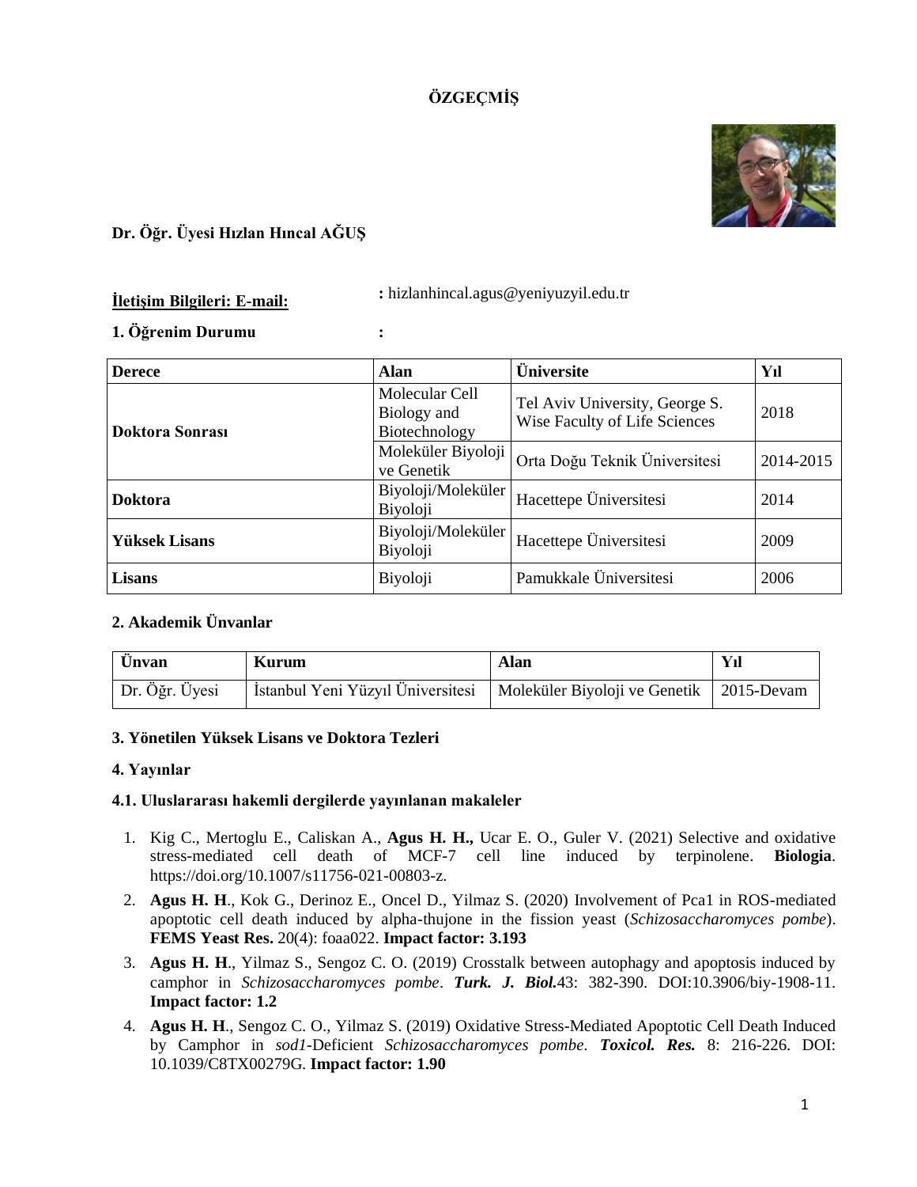**ÖZGEÇMİŞ**

**Dr. Öğr. Üyesi Hızlan Hıncal AĞUŞ**

**İletişim Bilgileri: E-mail:** : hizlanhincal.agus@yeniyuzyil.edu.tr

**1. Öğrenim Durumu** :

| Derece | Alan | Üniversite | Yıl |
|---|---|---|---|
| **Doktora Sonrası** | Molecular Cell Biology and Biotechnology | Tel Aviv University, George S. Wise Faculty of Life Sciences | 2018 |
| | Moleküler Biyoloji ve Genetik | Orta Doğu Teknik Üniversitesi | 2014-2015 |
| **Doktora** | Biyoloji/Moleküler Biyoloji | Hacettepe Üniversitesi | 2014 |
| **Yüksek Lisans** | Biyoloji/Moleküler Biyoloji | Hacettepe Üniversitesi | 2009 |
| **Lisans** | Biyoloji | Pamukkale Üniversitesi | 2006 |

**2. Akademik Ünvanlar**

| Ünvan | Kurum | Alan | Yıl |
|---|---|---|---|
| Dr. Öğr. Üyesi | İstanbul Yeni Yüzyıl Üniversitesi | Moleküler Biyoloji ve Genetik | 2015-Devam |

**3. Yönetilen Yüksek Lisans ve Doktora Tezleri**

**4. Yayınlar**

**4.1. Uluslararası hakemli dergilerde yayınlanan makaleler**

1. Kig C., Mertoglu E., Caliskan A., **Agus H. H.,** Ucar E. O., Guler V. (2021) Selective and oxidative stress-mediated cell death of MCF-7 cell line induced by terpinolene. **Biologia**. https://doi.org/10.1007/s11756-021-00803-z.
2. **Agus H. H**., Kok G., Derinoz E., Oncel D., Yilmaz S. (2020) Involvement of Pca1 in ROS-mediated apoptotic cell death induced by alpha-thujone in the fission yeast (*Schizosaccharomyces pombe*). **FEMS Yeast Res.** 20(4): foaa022. **Impact factor: 3.193**
3. **Agus H. H**., Yilmaz S., Sengoz C. O. (2019) Crosstalk between autophagy and apoptosis induced by camphor in *Schizosaccharomyces pombe*. ***Turk. J. Biol.***43: 382-390. DOI:10.3906/biy-1908-11. **Impact factor: 1.2**
4. **Agus H. H**., Sengoz C. O., Yilmaz S. (2019) Oxidative Stress-Mediated Apoptotic Cell Death Induced by Camphor in *sod1*-Deficient *Schizosaccharomyces pombe*. ***Toxicol. Res.*** 8: 216-226. DOI: 10.1039/C8TX00279G. **Impact factor: 1.90**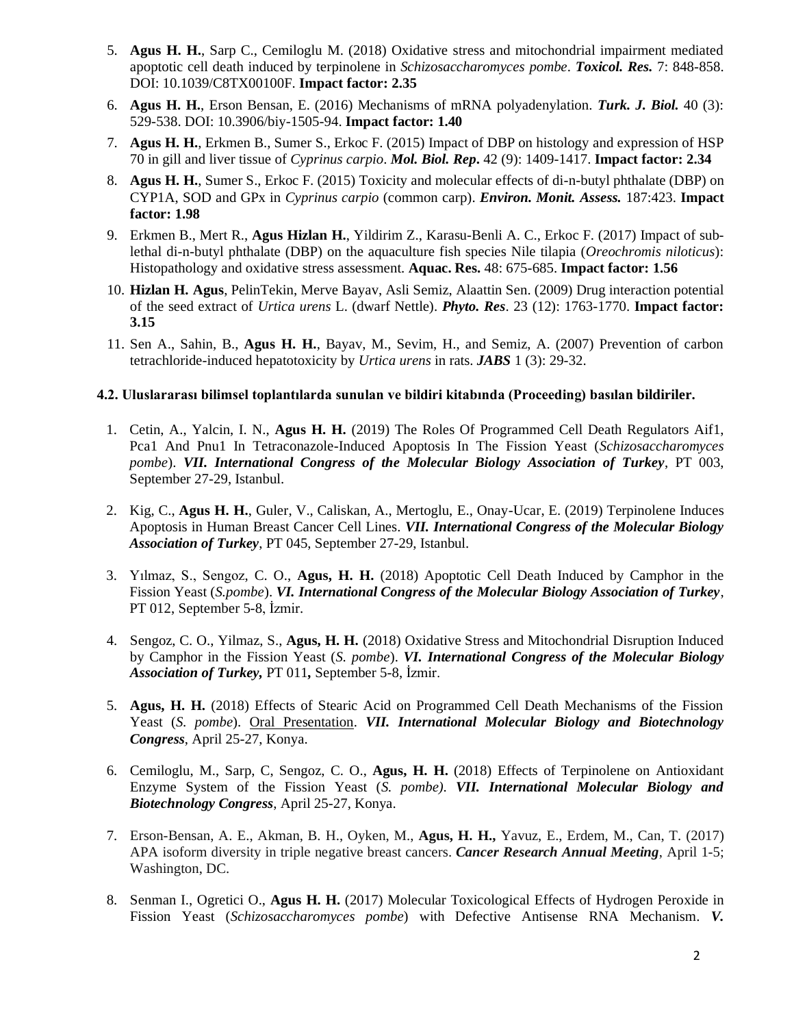5. **Agus H. H.**, Sarp C., Cemiloglu M. (2018) Oxidative stress and mitochondrial impairment mediated apoptotic cell death induced by terpinolene in *Schizosaccharomyces pombe*. ***Toxicol. Res.*** 7: 848-858. DOI: 10.1039/C8TX00100F. **Impact factor: 2.35**

6. **Agus H. H.**, Erson Bensan, E. (2016) Mechanisms of mRNA polyadenylation. ***Turk. J. Biol.*** 40 (3): 529-538. DOI: 10.3906/biy-1505-94. **Impact factor: 1.40**

7. **Agus H. H.**, Erkmen B., Sumer S., Erkoc F. (2015) Impact of DBP on histology and expression of HSP 70 in gill and liver tissue of *Cyprinus carpio*. ***Mol. Biol. Rep.*** 42 (9): 1409-1417. **Impact factor: 2.34**

8. **Agus H. H.**, Sumer S., Erkoc F. (2015) Toxicity and molecular effects of di-n-butyl phthalate (DBP) on CYP1A, SOD and GPx in *Cyprinus carpio* (common carp). ***Environ. Monit. Assess.*** 187:423. **Impact factor: 1.98**

9. Erkmen B., Mert R., **Agus Hizlan H.**, Yildirim Z., Karasu-Benli A. C., Erkoc F. (2017) Impact of sub-lethal di-n-butyl phthalate (DBP) on the aquaculture fish species Nile tilapia (*Oreochromis niloticus*): Histopathology and oxidative stress assessment. **Aquac. Res.** 48: 675-685. **Impact factor: 1.56**

10. **Hizlan H. Agus**, PelinTekin, Merve Bayav, Asli Semiz, Alaattin Sen. (2009) Drug interaction potential of the seed extract of *Urtica urens* L. (dwarf Nettle). ***Phyto. Res***. 23 (12): 1763-1770. **Impact factor: 3.15**

11. Sen A., Sahin, B., **Agus H. H.**, Bayav, M., Sevim, H., and Semiz, A. (2007) Prevention of carbon tetrachloride-induced hepatotoxicity by *Urtica urens* in rats. ***JABS*** 1 (3): 29-32.

### 4.2. Uluslararası bilimsel toplantılarda sunulan ve bildiri kitabında (Proceeding) basılan bildiriler.

1. Cetin, A., Yalcin, I. N., **Agus H. H.** (2019) The Roles Of Programmed Cell Death Regulators Aif1, Pca1 And Pnu1 In Tetraconazole-Induced Apoptosis In The Fission Yeast (*Schizosaccharomyces pombe*). ***VII. International Congress of the Molecular Biology Association of Turkey***, PT 003, September 27-29, Istanbul.

2. Kig, C., **Agus H. H.**, Guler, V., Caliskan, A., Mertoglu, E., Onay-Ucar, E. (2019) Terpinolene Induces Apoptosis in Human Breast Cancer Cell Lines. ***VII. International Congress of the Molecular Biology Association of Turkey***, PT 045, September 27-29, Istanbul.

3. Yılmaz, S., Sengoz, C. O., **Agus, H. H.** (2018) Apoptotic Cell Death Induced by Camphor in the Fission Yeast (*S.pombe*). ***VI. International Congress of the Molecular Biology Association of Turkey***, PT 012, September 5-8, İzmir.

4. Sengoz, C. O., Yilmaz, S., **Agus, H. H.** (2018) Oxidative Stress and Mitochondrial Disruption Induced by Camphor in the Fission Yeast (*S. pombe*). ***VI. International Congress of the Molecular Biology Association of Turkey,*** PT 011**,** September 5-8, İzmir.

5. **Agus, H. H.** (2018) Effects of Stearic Acid on Programmed Cell Death Mechanisms of the Fission Yeast (*S. pombe*). Oral Presentation. ***VII. International Molecular Biology and Biotechnology Congress***, April 25-27, Konya.

6. Cemiloglu, M., Sarp, C, Sengoz, C. O., **Agus, H. H.** (2018) Effects of Terpinolene on Antioxidant Enzyme System of the Fission Yeast (*S. pombe).* ***VII. International Molecular Biology and Biotechnology Congress***, April 25-27, Konya.

7. Erson-Bensan, A. E., Akman, B. H., Oyken, M., **Agus, H. H.,** Yavuz, E., Erdem, M., Can, T. (2017) APA isoform diversity in triple negative breast cancers. ***Cancer Research Annual Meeting***, April 1-5; Washington, DC.

8. Senman I., Ogretici O., **Agus H. H.** (2017) Molecular Toxicological Effects of Hydrogen Peroxide in Fission Yeast (*Schizosaccharomyces pombe*) with Defective Antisense RNA Mechanism. ***V.***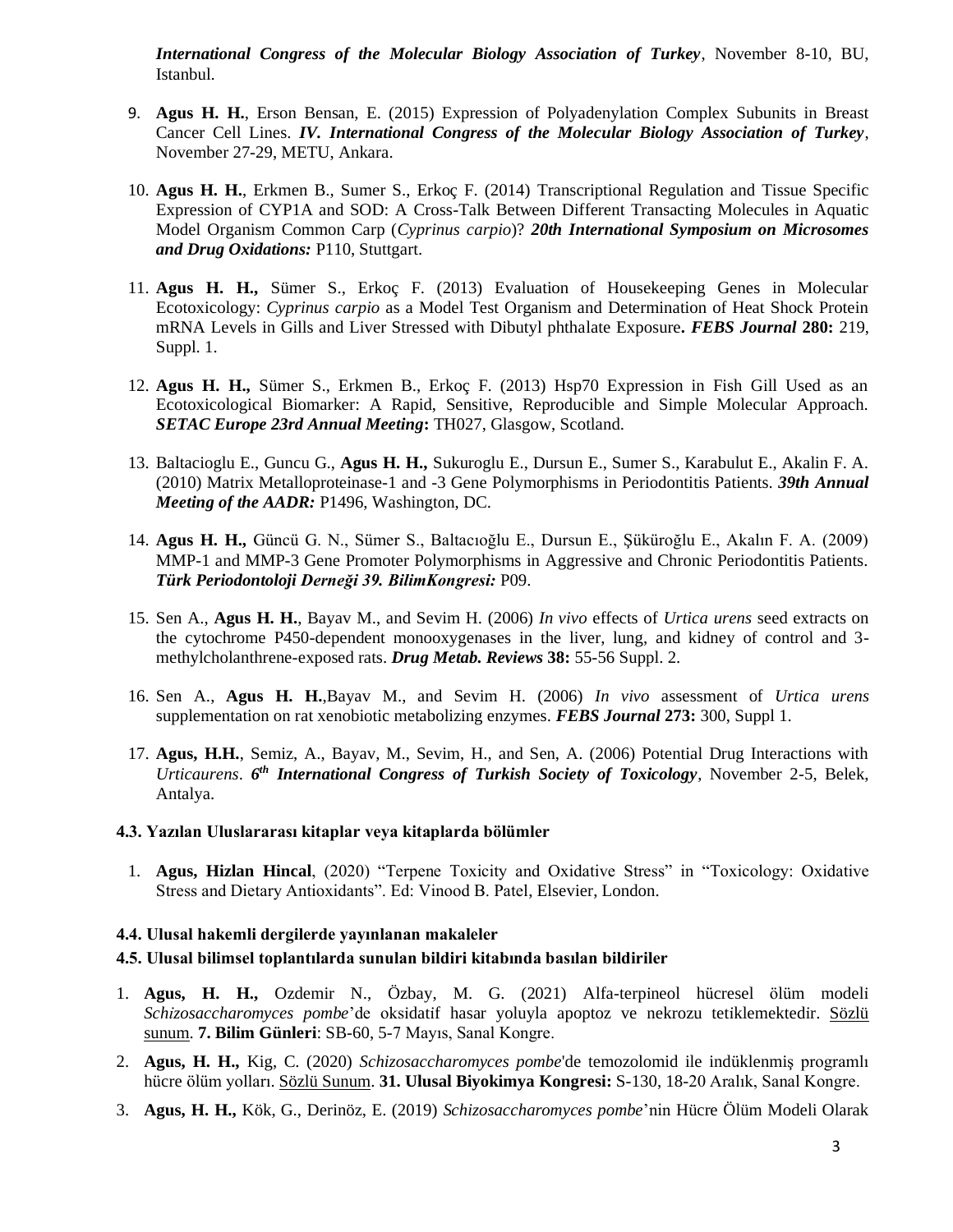*International Congress of the Molecular Biology Association of Turkey*, November 8-10, BU, Istanbul.

9. **Agus H. H.**, Erson Bensan, E. (2015) Expression of Polyadenylation Complex Subunits in Breast Cancer Cell Lines. ***IV. International Congress of the Molecular Biology Association of Turkey***, November 27-29, METU, Ankara.

10. **Agus H. H.**, Erkmen B., Sumer S., Erkoç F. (2014) Transcriptional Regulation and Tissue Specific Expression of CYP1A and SOD: A Cross-Talk Between Different Transacting Molecules in Aquatic Model Organism Common Carp (*Cyprinus carpio*)? ***20th International Symposium on Microsomes and Drug Oxidations:*** P110, Stuttgart.

11. **Agus H. H.,** Sümer S., Erkoç F. (2013) Evaluation of Housekeeping Genes in Molecular Ecotoxicology: *Cyprinus carpio* as a Model Test Organism and Determination of Heat Shock Protein mRNA Levels in Gills and Liver Stressed with Dibutyl phthalate Exposure**. *FEBS Journal* 280:** 219, Suppl. 1.

12. **Agus H. H.,** Sümer S., Erkmen B., Erkoç F. (2013) Hsp70 Expression in Fish Gill Used as an Ecotoxicological Biomarker: A Rapid, Sensitive, Reproducible and Simple Molecular Approach. ***SETAC Europe 23rd Annual Meeting*:** TH027, Glasgow, Scotland.

13. Baltacioglu E., Guncu G., **Agus H. H.,** Sukuroglu E., Dursun E., Sumer S., Karabulut E., Akalin F. A. (2010) Matrix Metalloproteinase-1 and -3 Gene Polymorphisms in Periodontitis Patients. ***39th Annual Meeting of the AADR:*** P1496, Washington, DC.

14. **Agus H. H.,** Güncü G. N., Sümer S., Baltacıoğlu E., Dursun E., Şüküroğlu E., Akalın F. A. (2009) MMP-1 and MMP-3 Gene Promoter Polymorphisms in Aggressive and Chronic Periodontitis Patients. ***Türk Periodontoloji Derneği 39. BilimKongresi:*** P09.

15. Sen A., **Agus H. H.**, Bayav M., and Sevim H. (2006) *In vivo* effects of *Urtica urens* seed extracts on the cytochrome P450-dependent monooxygenases in the liver, lung, and kidney of control and 3-methylcholanthrene-exposed rats. ***Drug Metab. Reviews* 38:** 55-56 Suppl. 2.

16. Sen A., **Agus H. H.**,Bayav M., and Sevim H. (2006) *In vivo* assessment of *Urtica urens* supplementation on rat xenobiotic metabolizing enzymes. ***FEBS Journal* 273:** 300, Suppl 1.

17. **Agus, H.H.**, Semiz, A., Bayav, M., Sevim, H., and Sen, A. (2006) Potential Drug Interactions with *Urticaurens*. ***6th International Congress of Turkish Society of Toxicology***, November 2-5, Belek, Antalya.

**4.3. Yazılan Uluslararası kitaplar veya kitaplarda bölümler**

1. **Agus, Hizlan Hincal**, (2020) "Terpene Toxicity and Oxidative Stress" in "Toxicology: Oxidative Stress and Dietary Antioxidants". Ed: Vinood B. Patel, Elsevier, London.

**4.4. Ulusal hakemli dergilerde yayınlanan makaleler**

**4.5. Ulusal bilimsel toplantılarda sunulan bildiri kitabında basılan bildiriler**

1. **Agus, H. H.,** Ozdemir N., Özbay, M. G. (2021) Alfa-terpineol hücresel ölüm modeli *Schizosaccharomyces pombe*'de oksidatif hasar yoluyla apoptoz ve nekrozu tetiklemektedir. Sözlü sunum. **7. Bilim Günleri**: SB-60, 5-7 Mayıs, Sanal Kongre.

2. **Agus, H. H.,** Kig, C. (2020) *Schizosaccharomyces pombe*'de temozolomid ile indüklenmiş programlı hücre ölüm yolları. Sözlü Sunum. **31. Ulusal Biyokimya Kongresi:** S-130, 18-20 Aralık, Sanal Kongre.

3. **Agus, H. H.,** Kök, G., Derinöz, E. (2019) *Schizosaccharomyces pombe*'nin Hücre Ölüm Modeli Olarak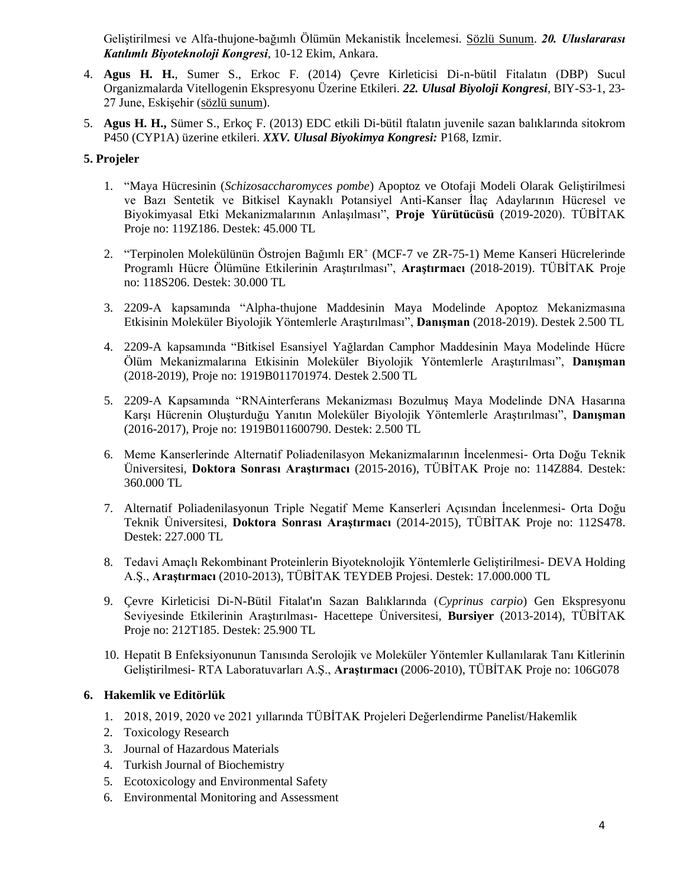Geliştirilmesi ve Alfa-thujone-bağımlı Ölümün Mekanistik İncelemesi. Sözlü Sunum. ***20. Uluslararası Katılımlı Biyoteknoloji Kongresi***, 10-12 Ekim, Ankara.

4. **Agus H. H.**, Sumer S., Erkoc F. (2014) Çevre Kirleticisi Di-n-bütil Fitalatın (DBP) Sucul Organizmalarda Vitellogenin Ekspresyonu Üzerine Etkileri. ***22. Ulusal Biyoloji Kongresi***, BIY-S3-1, 23-27 June, Eskişehir (sözlü sunum).

5. **Agus H. H.,** Sümer S., Erkoç F. (2013) EDC etkili Di-bütil ftalatın juvenile sazan balıklarında sitokrom P450 (CYP1A) üzerine etkileri. ***XXV. Ulusal Biyokimya Kongresi:*** P168, Izmir.

**5. Projeler**

1. "Maya Hücresinin (*Schizosaccharomyces pombe*) Apoptoz ve Otofaji Modeli Olarak Geliştirilmesi ve Bazı Sentetik ve Bitkisel Kaynaklı Potansiyel Anti-Kanser İlaç Adaylarının Hücresel ve Biyokimyasal Etki Mekanizmalarının Anlaşılması", **Proje Yürütücüsü** (2019-2020). TÜBİTAK Proje no: 119Z186. Destek: 45.000 TL

2. "Terpinolen Molekülünün Östrojen Bağımlı $ER^{+}$ (MCF-7 ve ZR-75-1) Meme Kanseri Hücrelerinde Programlı Hücre Ölümüne Etkilerinin Araştırılması", **Araştırmacı** (2018-2019). TÜBİTAK Proje no: 118S206. Destek: 30.000 TL

3. 2209-A kapsamında "Alpha-thujone Maddesinin Maya Modelinde Apoptoz Mekanizmasına Etkisinin Moleküler Biyolojik Yöntemlerle Araştırılması", **Danışman** (2018-2019). Destek 2.500 TL

4. 2209-A kapsamında "Bitkisel Esansiyel Yağlardan Camphor Maddesinin Maya Modelinde Hücre Ölüm Mekanizmalarına Etkisinin Moleküler Biyolojik Yöntemlerle Araştırılması", **Danışman** (2018-2019), Proje no: 1919B011701974. Destek 2.500 TL

5. 2209-A Kapsamında "RNAinterferans Mekanizması Bozulmuş Maya Modelinde DNA Hasarına Karşı Hücrenin Oluşturduğu Yanıtın Moleküler Biyolojik Yöntemlerle Araştırılması", **Danışman** (2016-2017), Proje no: 1919B011600790. Destek: 2.500 TL

6. Meme Kanserlerinde Alternatif Poliadenilasyon Mekanizmalarının İncelenmesi- Orta Doğu Teknik Üniversitesi, **Doktora Sonrası Araştırmacı** (2015-2016), TÜBİTAK Proje no: 114Z884. Destek: 360.000 TL

7. Alternatif Poliadenilasyonun Triple Negatif Meme Kanserleri Açısından İncelenmesi- Orta Doğu Teknik Üniversitesi, **Doktora Sonrası Araştırmacı** (2014-2015), TÜBİTAK Proje no: 112S478. Destek: 227.000 TL

8. Tedavi Amaçlı Rekombinant Proteinlerin Biyoteknolojik Yöntemlerle Geliştirilmesi- DEVA Holding A.Ş., **Araştırmacı** (2010-2013), TÜBİTAK TEYDEB Projesi. Destek: 17.000.000 TL

9. Çevre Kirleticisi Di-N-Bütil Fitalat'ın Sazan Balıklarında (*Cyprinus carpio*) Gen Ekspresyonu Seviyesinde Etkilerinin Araştırılması- Hacettepe Üniversitesi, **Bursiyer** (2013-2014), TÜBİTAK Proje no: 212T185. Destek: 25.900 TL

10. Hepatit B Enfeksiyonunun Tanısında Serolojik ve Moleküler Yöntemler Kullanılarak Tanı Kitlerinin Geliştirilmesi- RTA Laboratuvarları A.Ş., **Araştırmacı** (2006-2010), TÜBİTAK Proje no: 106G078

**6. Hakemlik ve Editörlük**

1. 2018, 2019, 2020 ve 2021 yıllarında TÜBİTAK Projeleri Değerlendirme Panelist/Hakemlik
2. Toxicology Research
3. Journal of Hazardous Materials
4. Turkish Journal of Biochemistry
5. Ecotoxicology and Environmental Safety
6. Environmental Monitoring and Assessment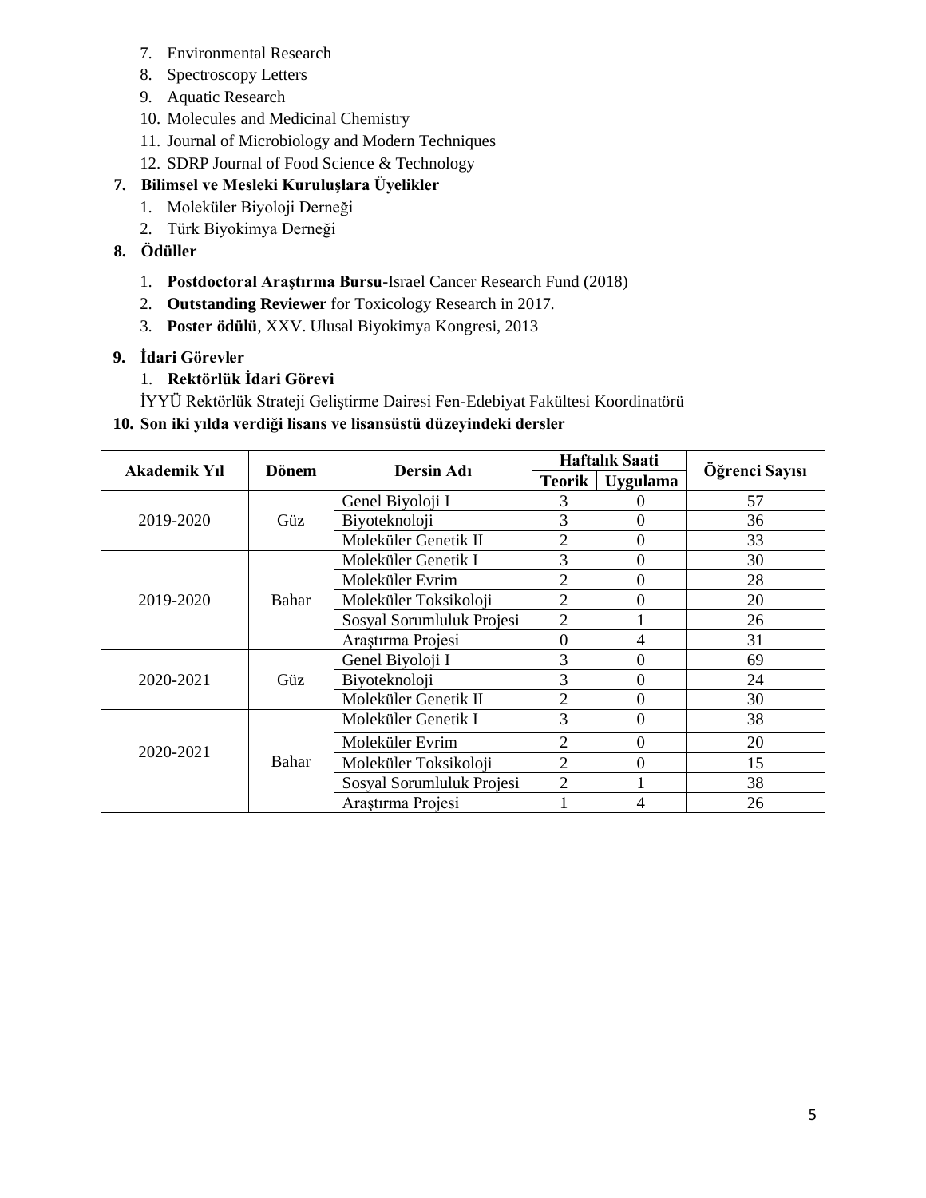7. Environmental Research
8. Spectroscopy Letters
9. Aquatic Research
10. Molecules and Medicinal Chemistry
11. Journal of Microbiology and Modern Techniques
12. SDRP Journal of Food Science & Technology

**7. Bilimsel ve Mesleki Kuruluşlara Üyelikler**

1. Moleküler Biyoloji Derneği
2. Türk Biyokimya Derneği

**8. Ödüller**

1. **Postdoctoral Araştırma Bursu**-Israel Cancer Research Fund (2018)
2. **Outstanding Reviewer** for Toxicology Research in 2017.
3. **Poster ödülü**, XXV. Ulusal Biyokimya Kongresi, 2013

**9. İdari Görevler**

1. **Rektörlük İdari Görevi**

İYYÜ Rektörlük Strateji Geliştirme Dairesi Fen-Edebiyat Fakültesi Koordinatörü

**10. Son iki yılda verdiği lisans ve lisansüstü düzeyindeki dersler**

| Akademik Yıl | Dönem | Dersin Adı | Haftalık Saati | | Öğrenci Sayısı |
|---|---|---|---|---|---|
| | | | Teorik | Uygulama | |
| 2019-2020 | Güz | Genel Biyoloji I | 3 | 0 | 57 |
| | | Biyoteknoloji | 3 | 0 | 36 |
| | | Moleküler Genetik II | 2 | 0 | 33 |
| 2019-2020 | Bahar | Moleküler Genetik I | 3 | 0 | 30 |
| | | Moleküler Evrim | 2 | 0 | 28 |
| | | Moleküler Toksikoloji | 2 | 0 | 20 |
| | | Sosyal Sorumluluk Projesi | 2 | 1 | 26 |
| | | Araştırma Projesi | 0 | 4 | 31 |
| 2020-2021 | Güz | Genel Biyoloji I | 3 | 0 | 69 |
| | | Biyoteknoloji | 3 | 0 | 24 |
| | | Moleküler Genetik II | 2 | 0 | 30 |
| 2020-2021 | Bahar | Moleküler Genetik I | 3 | 0 | 38 |
| | | Moleküler Evrim | 2 | 0 | 20 |
| | | Moleküler Toksikoloji | 2 | 0 | 15 |
| | | Sosyal Sorumluluk Projesi | 2 | 1 | 38 |
| | | Araştırma Projesi | 1 | 4 | 26 |